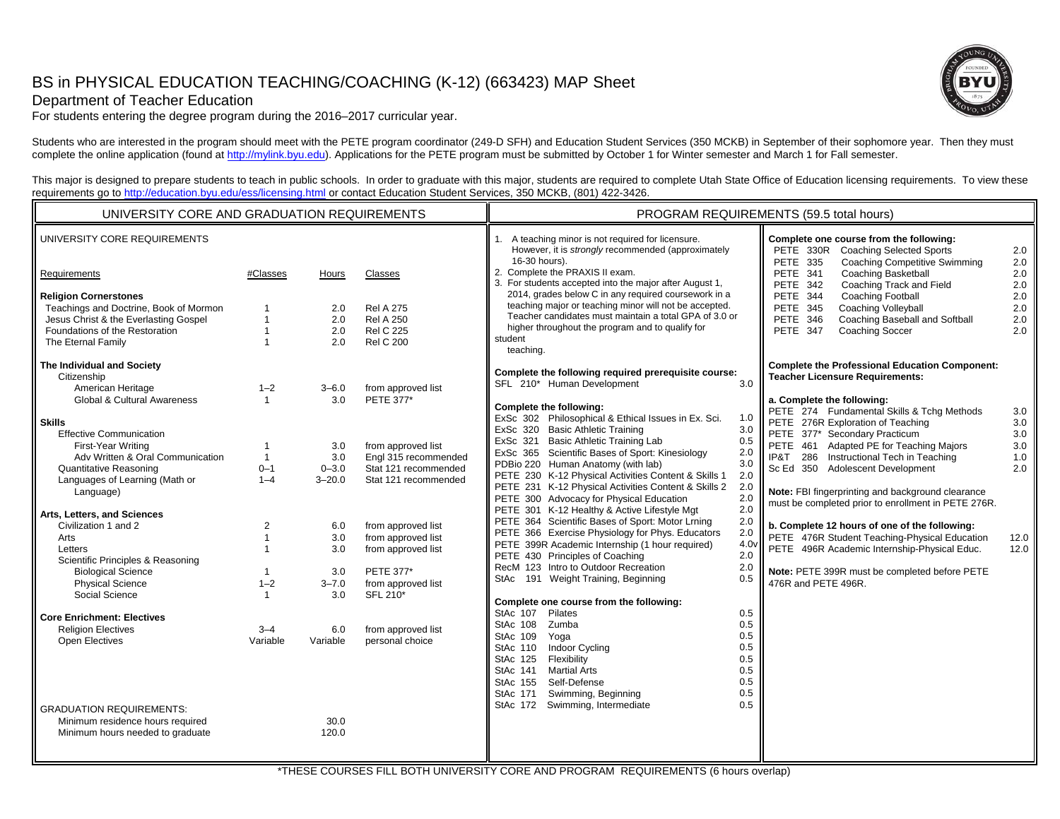# BS in PHYSICAL EDUCATION TEACHING/COACHING (K-12) (663423) MAP Sheet

## Department of Teacher Education

For students entering the degree program during the 2016–2017 curricular year.

Students who are interested in the program should meet with the PETE program coordinator (249-D SFH) and Education Student Services (350 MCKB) in September of their sophomore year. Then they must complete the online application (found at http://mylink.byu.edu). Applications for the PETE program must be submitted by October 1 for Winter semester and March 1 for Fall semester.

This major is designed to prepare students to teach in public schools. In order to graduate with this major, students are required to complete Utah State Office of Education licensing requirements. To view these requirements go to http://education.byu.edu/ess/licensing.html or contact Education Student Services, 350 MCKB, (801) 422-3426.

## UNIVERSITY CORE AND GRADUATION REQUIREMENTS

### UNIVERSITY CORE REQUIREMENTS

| Requirements | #Classes | Hours | Classes |
|---|---|---|---|
| **Religion Cornerstones** | | | |
| Teachings and Doctrine, Book of Mormon | 1 | 2.0 | Rel A 275 |
| Jesus Christ & the Everlasting Gospel | 1 | 2.0 | Rel A 250 |
| Foundations of the Restoration | 1 | 2.0 | Rel C 225 |
| The Eternal Family | 1 | 2.0 | Rel C 200 |
| **The Individual and Society** | | | |
| Citizenship | | | |
| American Heritage | 1–2 | 3–6.0 | from approved list |
| Global & Cultural Awareness | 1 | 3.0 | PETE 377* |
| **Skills** | | | |
| Effective Communication | | | |
| First-Year Writing | 1 | 3.0 | from approved list |
| Adv Written & Oral Communication | 1 | 3.0 | Engl 315 recommended |
| Quantitative Reasoning | 0–1 | 0–3.0 | Stat 121 recommended |
| Languages of Learning (Math or Language) | 1–4 | 3–20.0 | Stat 121 recommended |
| **Arts, Letters, and Sciences** | | | |
| Civilization 1 and 2 | 2 | 6.0 | from approved list |
| Arts | 1 | 3.0 | from approved list |
| Letters | 1 | 3.0 | from approved list |
| Scientific Principles & Reasoning | | | |
| Biological Science | 1 | 3.0 | PETE 377* |
| Physical Science | 1–2 | 3–7.0 | from approved list |
| Social Science | 1 | 3.0 | SFL 210* |
| **Core Enrichment: Electives** | | | |
| Religion Electives | 3–4 | 6.0 | from approved list |
| Open Electives | Variable | Variable | personal choice |

### GRADUATION REQUIREMENTS:

| | |
|---|---|
| Minimum residence hours required | 30.0 |
| Minimum hours needed to graduate | 120.0 |

## PROGRAM REQUIREMENTS (59.5 total hours)

1. A teaching minor is not required for licensure. However, it is *strongly* recommended (approximately 16-30 hours).
2. Complete the PRAXIS II exam.
3. For students accepted into the major after August 1, 2014, grades below C in any required coursework in a teaching major or teaching minor will not be accepted. Teacher candidates must maintain a total GPA of 3.0 or higher throughout the program and to qualify for student teaching.

**Complete the following required prerequisite course:**

| | |
|---|---|
| SFL 210* Human Development | 3.0 |

**Complete the following:**

| | |
|---|---|
| ExSc 302 Philosophical & Ethical Issues in Ex. Sci. | 1.0 |
| ExSc 320 Basic Athletic Training | 3.0 |
| ExSc 321 Basic Athletic Training Lab | 0.5 |
| ExSc 365 Scientific Bases of Sport: Kinesiology | 2.0 |
| PDBio 220 Human Anatomy (with lab) | 3.0 |
| PETE 230 K-12 Physical Activities Content & Skills 1 | 2.0 |
| PETE 231 K-12 Physical Activities Content & Skills 2 | 2.0 |
| PETE 300 Advocacy for Physical Education | 2.0 |
| PETE 301 K-12 Healthy & Active Lifestyle Mgt | 2.0 |
| PETE 364 Scientific Bases of Sport: Motor Lrning | 2.0 |
| PETE 366 Exercise Physiology for Phys. Educators | 2.0 |
| PETE 399R Academic Internship (1 hour required) | 4.0v |
| PETE 430 Principles of Coaching | 2.0 |
| RecM 123 Intro to Outdoor Recreation | 2.0 |
| StAc 191 Weight Training, Beginning | 0.5 |

**Complete one course from the following:**

| | |
|---|---|
| StAc 107 Pilates | 0.5 |
| StAc 108 Zumba | 0.5 |
| StAc 109 Yoga | 0.5 |
| StAc 110 Indoor Cycling | 0.5 |
| StAc 125 Flexibility | 0.5 |
| StAc 141 Martial Arts | 0.5 |
| StAc 155 Self-Defense | 0.5 |
| StAc 171 Swimming, Beginning | 0.5 |
| StAc 172 Swimming, Intermediate | 0.5 |

**Complete one course from the following:**

| | |
|---|---|
| PETE 330R Coaching Selected Sports | 2.0 |
| PETE 335 Coaching Competitive Swimming | 2.0 |
| PETE 341 Coaching Basketball | 2.0 |
| PETE 342 Coaching Track and Field | 2.0 |
| PETE 344 Coaching Football | 2.0 |
| PETE 345 Coaching Volleyball | 2.0 |
| PETE 346 Coaching Baseball and Softball | 2.0 |
| PETE 347 Coaching Soccer | 2.0 |

**Complete the Professional Education Component: Teacher Licensure Requirements:**

**a. Complete the following:**

| | |
|---|---|
| PETE 274 Fundamental Skills & Tchg Methods | 3.0 |
| PETE 276R Exploration of Teaching | 3.0 |
| PETE 377* Secondary Practicum | 3.0 |
| PETE 461 Adapted PE for Teaching Majors | 3.0 |
| IP&T 286 Instructional Tech in Teaching | 1.0 |
| Sc Ed 350 Adolescent Development | 2.0 |

**Note:** FBI fingerprinting and background clearance must be completed prior to enrollment in PETE 276R.

**b. Complete 12 hours of one of the following:**

| | |
|---|---|
| PETE 476R Student Teaching-Physical Education | 12.0 |
| PETE 496R Academic Internship-Physical Educ. | 12.0 |

**Note:** PETE 399R must be completed before PETE 476R and PETE 496R.

*THESE COURSES FILL BOTH UNIVERSITY CORE AND PROGRAM REQUIREMENTS (6 hours overlap)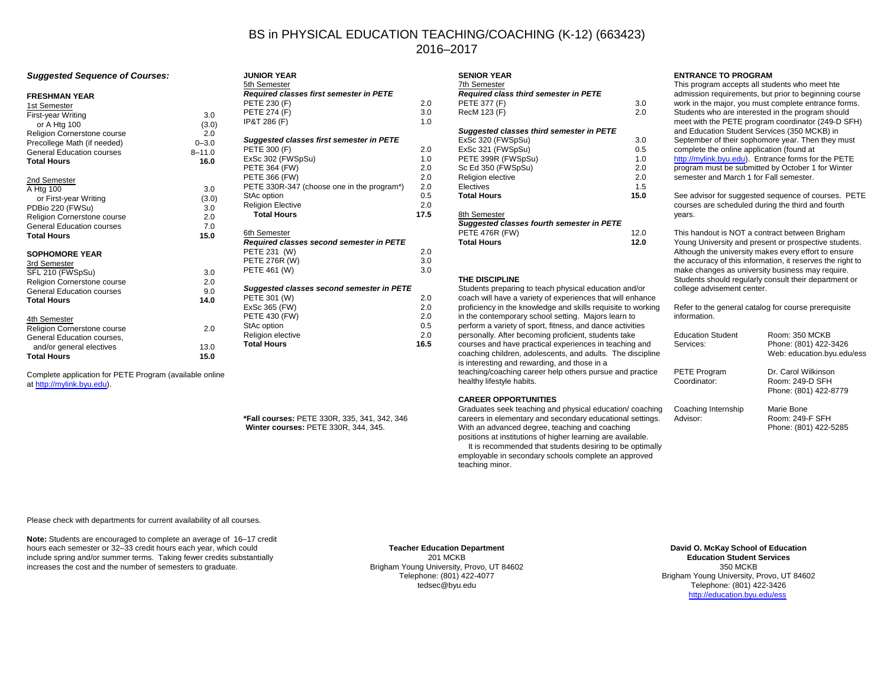# BS in PHYSICAL EDUCATION TEACHING/COACHING (K-12) (663423)
2016–2017

***Suggested Sequence of Courses:***

**FRESHMAN YEAR**

1st Semester

| | |
|---|---|
| First-year Writing | 3.0 |
| or A Htg 100 | (3.0) |
| Religion Cornerstone course | 2.0 |
| Precollege Math (if needed) | 0–3.0 |
| General Education courses | 8–11.0 |
| **Total Hours** | **16.0** |

2nd Semester

| | |
|---|---|
| A Htg 100 | 3.0 |
| or First-year Writing | (3.0) |
| PDBio 220 (FWSu) | 3.0 |
| Religion Cornerstone course | 2.0 |
| General Education courses | 7.0 |
| **Total Hours** | **15.0** |

**SOPHOMORE YEAR**

3rd Semester

| | |
|---|---|
| SFL 210 (FWSpSu) | 3.0 |
| Religion Cornerstone course | 2.0 |
| General Education courses | 9.0 |
| **Total Hours** | **14.0** |

4th Semester

| | |
|---|---|
| Religion Cornerstone course | 2.0 |
| General Education courses, and/or general electives | 13.0 |
| **Total Hours** | **15.0** |

Complete application for PETE Program (available online at http://mylink.byu.edu).

**JUNIOR YEAR**

5th Semester

***Required classes first semester in PETE***

| | |
|---|---|
| PETE 230 (F) | 2.0 |
| PETE 274 (F) | 3.0 |
| IP&T 286 (F) | 1.0 |

***Suggested classes first semester in PETE***

| | |
|---|---|
| PETE 300 (F) | 2.0 |
| ExSc 302 (FWSpSu) | 1.0 |
| PETE 364 (FW) | 2.0 |
| PETE 366 (FW) | 2.0 |
| PETE 330R-347 (choose one in the program*) | 2.0 |
| StAc option | 0.5 |
| Religion Elective | 2.0 |
| **Total Hours** | **17.5** |

6th Semester

***Required classes second semester in PETE***

| | |
|---|---|
| PETE 231 (W) | 2.0 |
| PETE 276R (W) | 3.0 |
| PETE 461 (W) | 3.0 |

***Suggested classes second semester in PETE***

| | |
|---|---|
| PETE 301 (W) | 2.0 |
| ExSc 365 (FW) | 2.0 |
| PETE 430 (FW) | 2.0 |
| StAc option | 0.5 |
| Religion elective | 2.0 |
| **Total Hours** | **16.5** |

**\*Fall courses:** PETE 330R, 335, 341, 342, 346
**Winter courses:** PETE 330R, 344, 345.

**SENIOR YEAR**

7th Semester

***Required class third semester in PETE***

| | |
|---|---|
| PETE 377 (F) | 3.0 |
| RecM 123 (F) | 2.0 |

***Suggested classes third semester in PETE***

| | |
|---|---|
| ExSc 320 (FWSpSu) | 3.0 |
| ExSc 321 (FWSpSu) | 0.5 |
| PETE 399R (FWSpSu) | 1.0 |
| Sc Ed 350 (FWSpSu) | 2.0 |
| Religion elective | 2.0 |
| Electives | 1.5 |
| **Total Hours** | **15.0** |

8th Semester

***Suggested classes fourth semester in PETE***

| | |
|---|---|
| PETE 476R (FW) | 12.0 |
| **Total Hours** | **12.0** |

**THE DISCIPLINE**

Students preparing to teach physical education and/or coach will have a variety of experiences that will enhance proficiency in the knowledge and skills requisite to working in the contemporary school setting. Majors learn to perform a variety of sport, fitness, and dance activities personally. After becoming proficient, students take courses and have practical experiences in teaching and coaching children, adolescents, and adults. The discipline is interesting and rewarding, and those in a teaching/coaching career help others pursue and practice healthy lifestyle habits.

**CAREER OPPORTUNITIES**

Graduates seek teaching and physical education/ coaching careers in elementary and secondary educational settings. With an advanced degree, teaching and coaching positions at institutions of higher learning are available.

It is recommended that students desiring to be optimally employable in secondary schools complete an approved teaching minor.

**ENTRANCE TO PROGRAM**

This program accepts all students who meet hte admission requirements, but prior to beginning course work in the major, you must complete entrance forms. Students who are interested in the program should meet with the PETE program coordinator (249-D SFH) and Education Student Services (350 MCKB) in September of their sophomore year. Then they must complete the online application (found at http://mylink.byu.edu). Entrance forms for the PETE program must be submitted by October 1 for Winter semester and March 1 for Fall semester.

See advisor for suggested sequence of courses. PETE courses are scheduled during the third and fourth years.

This handout is NOT a contract between Brigham Young University and present or prospective students. Although the university makes every effort to ensure the accuracy of this information, it reserves the right to make changes as university business may require. Students should regularly consult their department or college advisement center.

Refer to the general catalog for course prerequisite information.

| | |
|---|---|
| Education Student Services: | Room: 350 MCKB<br>Phone: (801) 422-3426<br>Web: education.byu.edu/ess |
| PETE Program Coordinator: | Dr. Carol Wilkinson<br>Room: 249-D SFH<br>Phone: (801) 422-8779 |
| Coaching Internship Advisor: | Marie Bone<br>Room: 249-F SFH<br>Phone: (801) 422-5285 |

Please check with departments for current availability of all courses.

**Note:** Students are encouraged to complete an average of 16–17 credit hours each semester or 32–33 credit hours each year, which could include spring and/or summer terms. Taking fewer credits substantially increases the cost and the number of semesters to graduate.

**Teacher Education Department**
201 MCKB
Brigham Young University, Provo, UT 84602
Telephone: (801) 422-4077
tedsec@byu.edu

**David O. McKay School of Education**
**Education Student Services**
350 MCKB
Brigham Young University, Provo, UT 84602
Telephone: (801) 422-3426
http://education.byu.edu/ess